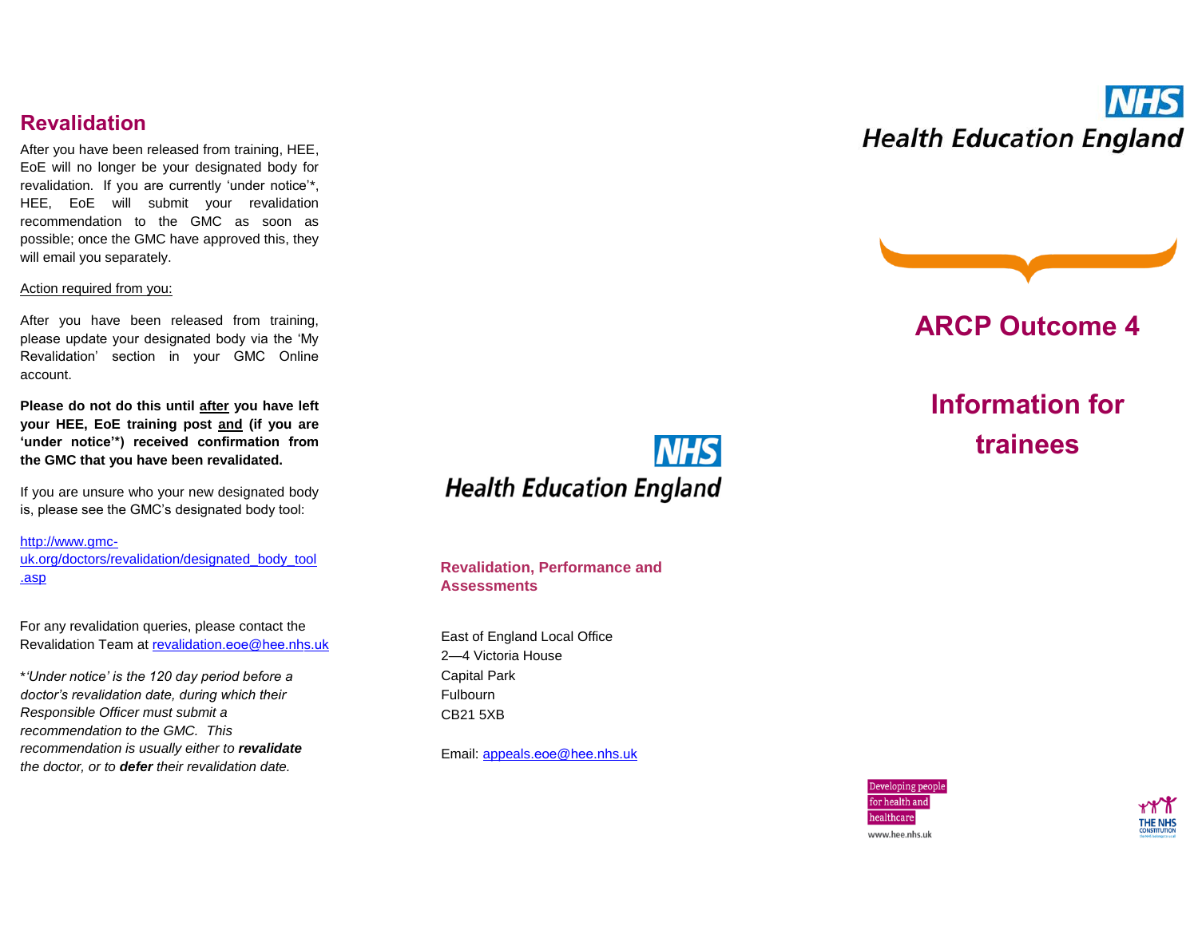## Revalidation

After you have been released from training, HEE, EoE will no longer be your designated body for revalidation. If you are currently 'under notice'*, HEE, EoE will submit your revalidation recommendation to the GMC as soon as possible; once the GMC have approved this, they will email you separately.

Action required from you:

After you have been released from training, please update your designated body via the 'My Revalidation' section in your GMC Online account.

**Please do not do this until after you have left your HEE, EoE training post and (if you are 'under notice'*) received confirmation from the GMC that you have been revalidated.**

If you are unsure who your new designated body is, please see the GMC's designated body tool:

http://www.gmc-uk.org/doctors/revalidation/designated_body_tool.asp

For any revalidation queries, please contact the Revalidation Team at revalidation.eoe@hee.nhs.uk

**'Under notice'* is the 120 day period before a doctor's revalidation date, during which their Responsible Officer must submit a recommendation to the GMC. This recommendation is usually either to **revalidate** the doctor, or to **defer** their revalidation date.*

NHS Health Education England

**Revalidation, Performance and Assessments**

East of England Local Office
2—4 Victoria House
Capital Park
Fulbourn
CB21 5XB

Email: appeals.eoe@hee.nhs.uk

NHS Health Education England

# ARCP Outcome 4

# Information for trainees

Developing people for health and healthcare

www.hee.nhs.uk

THE NHS CONSTITUTION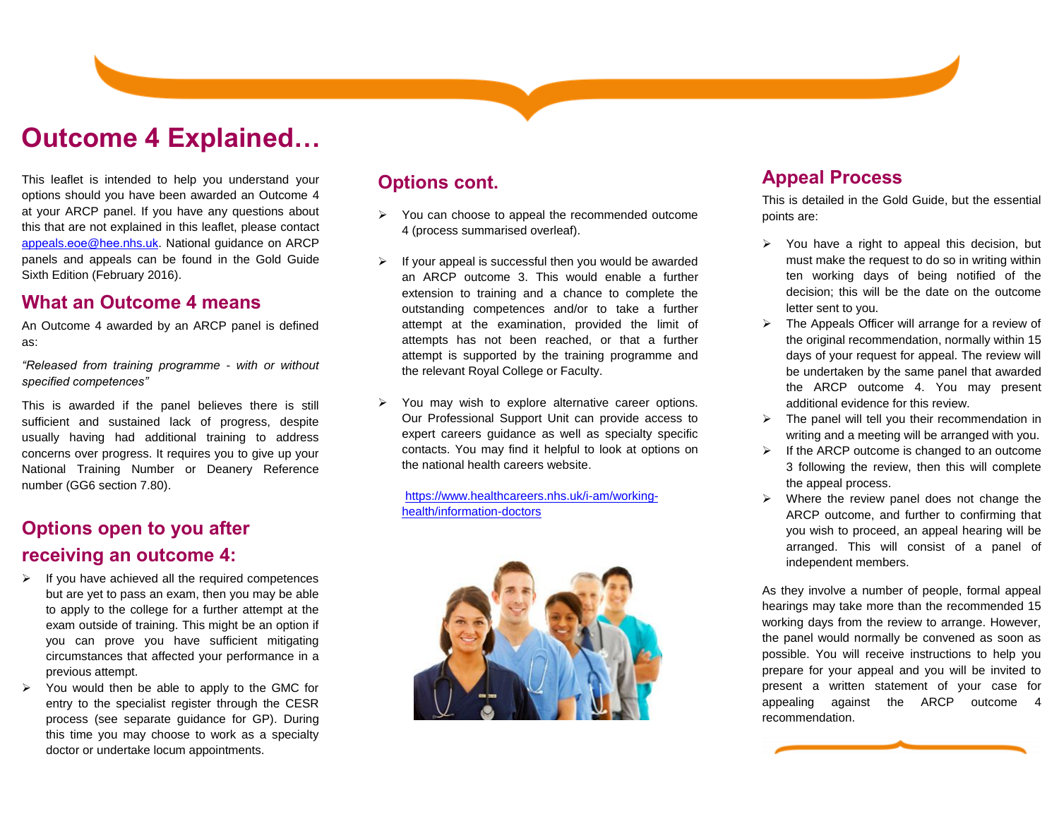# Outcome 4 Explained…

This leaflet is intended to help you understand your options should you have been awarded an Outcome 4 at your ARCP panel. If you have any questions about this that are not explained in this leaflet, please contact [appeals.eoe@hee.nhs.uk](mailto:appeals.eoe@hee.nhs.uk). National guidance on ARCP panels and appeals can be found in the Gold Guide Sixth Edition (February 2016).

## What an Outcome 4 means

An Outcome 4 awarded by an ARCP panel is defined as:

*"Released from training programme - with or without specified competences"*

This is awarded if the panel believes there is still sufficient and sustained lack of progress, despite usually having had additional training to address concerns over progress. It requires you to give up your National Training Number or Deanery Reference number (GG6 section 7.80).

## Options open to you after receiving an outcome 4:

- If you have achieved all the required competences but are yet to pass an exam, then you may be able to apply to the college for a further attempt at the exam outside of training. This might be an option if you can prove you have sufficient mitigating circumstances that affected your performance in a previous attempt.
- You would then be able to apply to the GMC for entry to the specialist register through the CESR process (see separate guidance for GP). During this time you may choose to work as a specialty doctor or undertake locum appointments.

## Options cont.

- You can choose to appeal the recommended outcome 4 (process summarised overleaf).
- If your appeal is successful then you would be awarded an ARCP outcome 3. This would enable a further extension to training and a chance to complete the outstanding competences and/or to take a further attempt at the examination, provided the limit of attempts has not been reached, or that a further attempt is supported by the training programme and the relevant Royal College or Faculty.
- You may wish to explore alternative career options. Our Professional Support Unit can provide access to expert careers guidance as well as specialty specific contacts. You may find it helpful to look at options on the national health careers website.

[https://www.healthcareers.nhs.uk/i-am/working-health/information-doctors](https://www.healthcareers.nhs.uk/i-am/working-health/information-doctors)

## Appeal Process

This is detailed in the Gold Guide, but the essential points are:

- You have a right to appeal this decision, but must make the request to do so in writing within ten working days of being notified of the decision; this will be the date on the outcome letter sent to you.
- The Appeals Officer will arrange for a review of the original recommendation, normally within 15 days of your request for appeal. The review will be undertaken by the same panel that awarded the ARCP outcome 4. You may present additional evidence for this review.
- The panel will tell you their recommendation in writing and a meeting will be arranged with you.
- If the ARCP outcome is changed to an outcome 3 following the review, then this will complete the appeal process.
- Where the review panel does not change the ARCP outcome, and further to confirming that you wish to proceed, an appeal hearing will be arranged. This will consist of a panel of independent members.

As they involve a number of people, formal appeal hearings may take more than the recommended 15 working days from the review to arrange. However, the panel would normally be convened as soon as possible. You will receive instructions to help you prepare for your appeal and you will be invited to present a written statement of your case for appealing against the ARCP outcome 4 recommendation.